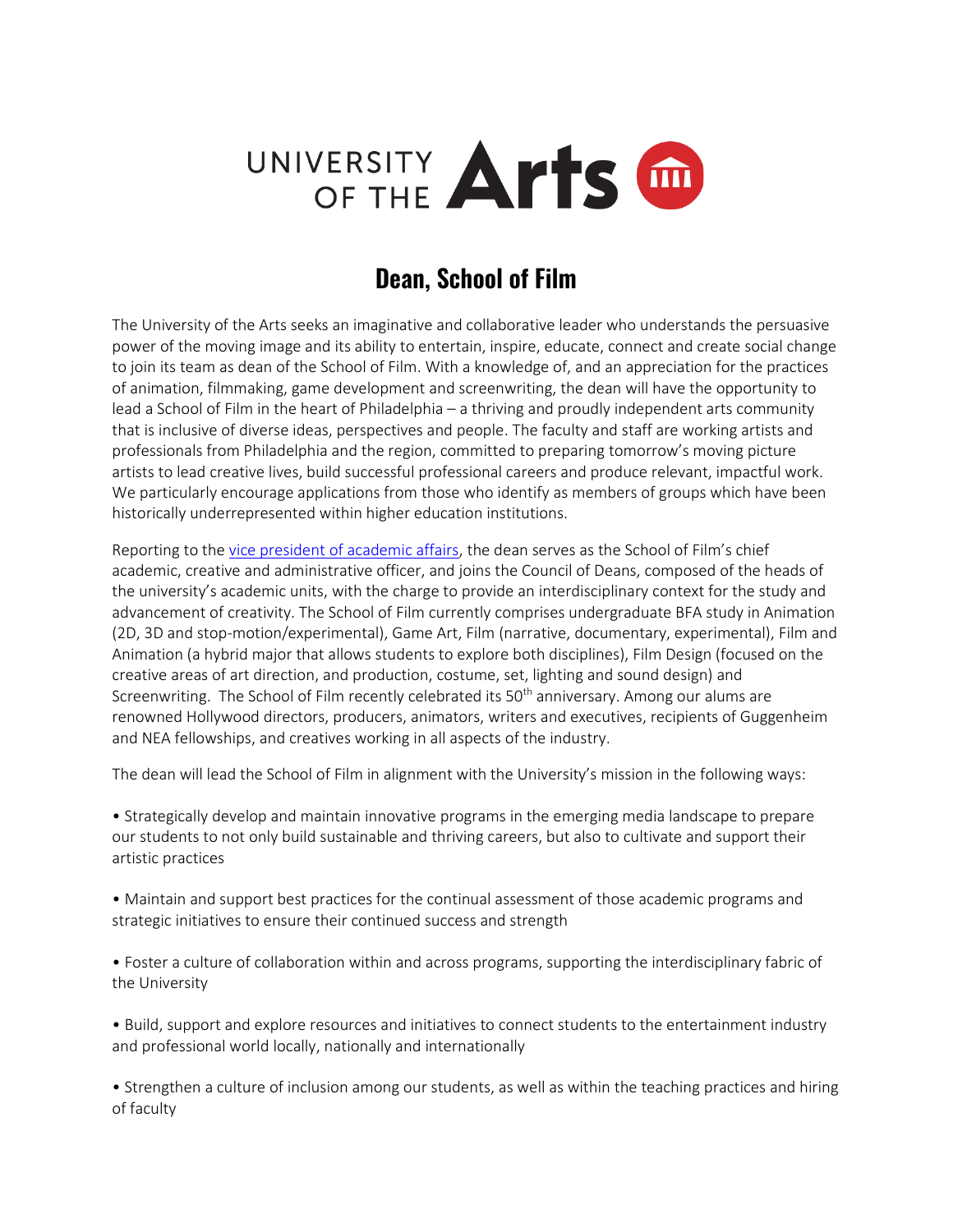UNIVERSITY OF THE **Arts**

# Dean, School of Film

The University of the Arts seeks an imaginative and collaborative leader who understands the persuasive power of the moving image and its ability to entertain, inspire, educate, connect and create social change to join its team as dean of the School of Film. With a knowledge of, and an appreciation for the practices of animation, filmmaking, game development and screenwriting, the dean will have the opportunity to lead a School of Film in the heart of Philadelphia – a thriving and proudly independent arts community that is inclusive of diverse ideas, perspectives and people. The faculty and staff are working artists and professionals from Philadelphia and the region, committed to preparing tomorrow's moving picture artists to lead creative lives, build successful professional careers and produce relevant, impactful work. We particularly encourage applications from those who identify as members of groups which have been historically underrepresented within higher education institutions.

Reporting to the vice president of academic affairs, the dean serves as the School of Film's chief academic, creative and administrative officer, and joins the Council of Deans, composed of the heads of the university's academic units, with the charge to provide an interdisciplinary context for the study and advancement of creativity. The School of Film currently comprises undergraduate BFA study in Animation (2D, 3D and stop-motion/experimental), Game Art, Film (narrative, documentary, experimental), Film and Animation (a hybrid major that allows students to explore both disciplines), Film Design (focused on the creative areas of art direction, and production, costume, set, lighting and sound design) and Screenwriting. The School of Film recently celebrated its 50th anniversary. Among our alums are renowned Hollywood directors, producers, animators, writers and executives, recipients of Guggenheim and NEA fellowships, and creatives working in all aspects of the industry.

The dean will lead the School of Film in alignment with the University's mission in the following ways:

• Strategically develop and maintain innovative programs in the emerging media landscape to prepare our students to not only build sustainable and thriving careers, but also to cultivate and support their artistic practices

• Maintain and support best practices for the continual assessment of those academic programs and strategic initiatives to ensure their continued success and strength

• Foster a culture of collaboration within and across programs, supporting the interdisciplinary fabric of the University

• Build, support and explore resources and initiatives to connect students to the entertainment industry and professional world locally, nationally and internationally

• Strengthen a culture of inclusion among our students, as well as within the teaching practices and hiring of faculty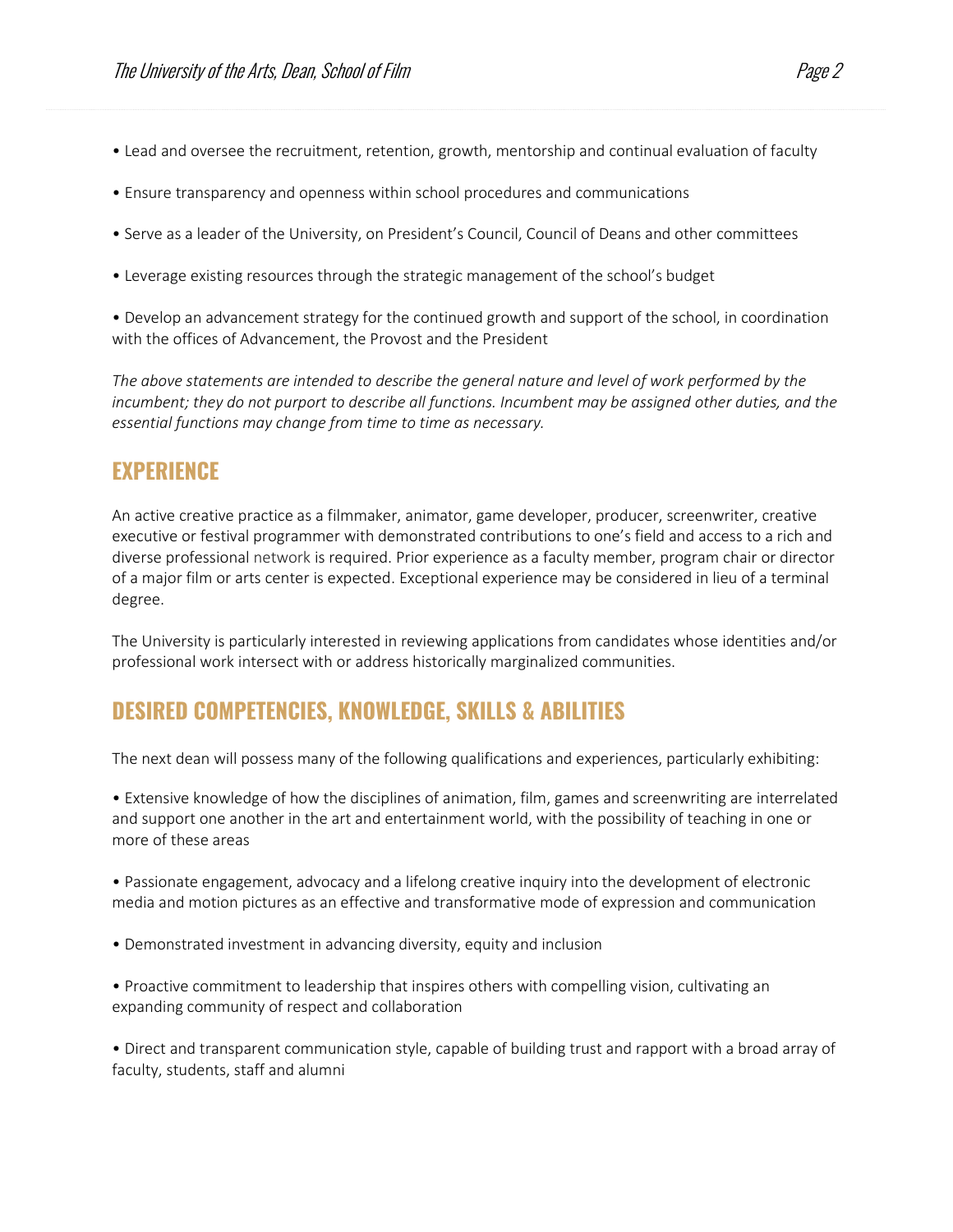- Lead and oversee the recruitment, retention, growth, mentorship and continual evaluation of faculty
- Ensure transparency and openness within school procedures and communications
- Serve as a leader of the University, on President's Council, Council of Deans and other committees
- Leverage existing resources through the strategic management of the school's budget
- Develop an advancement strategy for the continued growth and support of the school, in coordination with the offices of Advancement, the Provost and the President

*The above statements are intended to describe the general nature and level of work performed by the incumbent; they do not purport to describe all functions. Incumbent may be assigned other duties, and the essential functions may change from time to time as necessary.*

## EXPERIENCE

An active creative practice as a filmmaker, animator, game developer, producer, screenwriter, creative executive or festival programmer with demonstrated contributions to one's field and access to a rich and diverse professional network is required. Prior experience as a faculty member, program chair or director of a major film or arts center is expected. Exceptional experience may be considered in lieu of a terminal degree.

The University is particularly interested in reviewing applications from candidates whose identities and/or professional work intersect with or address historically marginalized communities.

## DESIRED COMPETENCIES, KNOWLEDGE, SKILLS & ABILITIES

The next dean will possess many of the following qualifications and experiences, particularly exhibiting:

- Extensive knowledge of how the disciplines of animation, film, games and screenwriting are interrelated and support one another in the art and entertainment world, with the possibility of teaching in one or more of these areas
- Passionate engagement, advocacy and a lifelong creative inquiry into the development of electronic media and motion pictures as an effective and transformative mode of expression and communication
- Demonstrated investment in advancing diversity, equity and inclusion
- Proactive commitment to leadership that inspires others with compelling vision, cultivating an expanding community of respect and collaboration
- Direct and transparent communication style, capable of building trust and rapport with a broad array of faculty, students, staff and alumni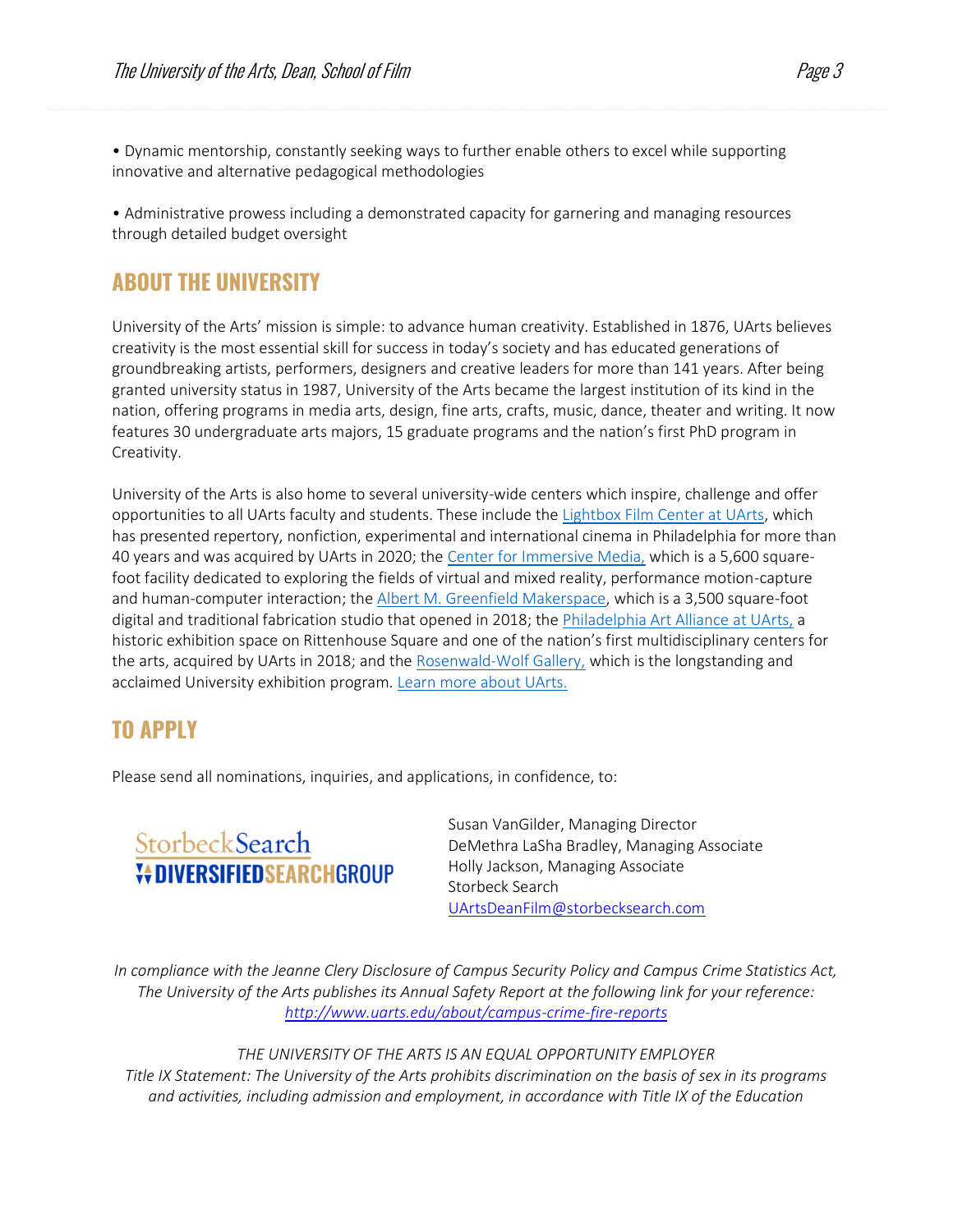• Dynamic mentorship, constantly seeking ways to further enable others to excel while supporting innovative and alternative pedagogical methodologies

• Administrative prowess including a demonstrated capacity for garnering and managing resources through detailed budget oversight

## ABOUT THE UNIVERSITY

University of the Arts' mission is simple: to advance human creativity. Established in 1876, UArts believes creativity is the most essential skill for success in today's society and has educated generations of groundbreaking artists, performers, designers and creative leaders for more than 141 years. After being granted university status in 1987, University of the Arts became the largest institution of its kind in the nation, offering programs in media arts, design, fine arts, crafts, music, dance, theater and writing. It now features 30 undergraduate arts majors, 15 graduate programs and the nation's first PhD program in Creativity.

University of the Arts is also home to several university-wide centers which inspire, challenge and offer opportunities to all UArts faculty and students. These include the Lightbox Film Center at UArts, which has presented repertory, nonfiction, experimental and international cinema in Philadelphia for more than 40 years and was acquired by UArts in 2020; the Center for Immersive Media, which is a 5,600 square-foot facility dedicated to exploring the fields of virtual and mixed reality, performance motion-capture and human-computer interaction; the Albert M. Greenfield Makerspace, which is a 3,500 square-foot digital and traditional fabrication studio that opened in 2018; the Philadelphia Art Alliance at UArts, a historic exhibition space on Rittenhouse Square and one of the nation's first multidisciplinary centers for the arts, acquired by UArts in 2018; and the Rosenwald-Wolf Gallery, which is the longstanding and acclaimed University exhibition program. Learn more about UArts.

## TO APPLY

Please send all nominations, inquiries, and applications, in confidence, to:

StorbeckSearch
DIVERSIFIEDSEARCHGROUP

Susan VanGilder, Managing Director
DeMethra LaSha Bradley, Managing Associate
Holly Jackson, Managing Associate
Storbeck Search
UArtsDeanFilm@storbecksearch.com

*In compliance with the Jeanne Clery Disclosure of Campus Security Policy and Campus Crime Statistics Act, The University of the Arts publishes its Annual Safety Report at the following link for your reference: http://www.uarts.edu/about/campus-crime-fire-reports*

*THE UNIVERSITY OF THE ARTS IS AN EQUAL OPPORTUNITY EMPLOYER*
*Title IX Statement: The University of the Arts prohibits discrimination on the basis of sex in its programs and activities, including admission and employment, in accordance with Title IX of the Education*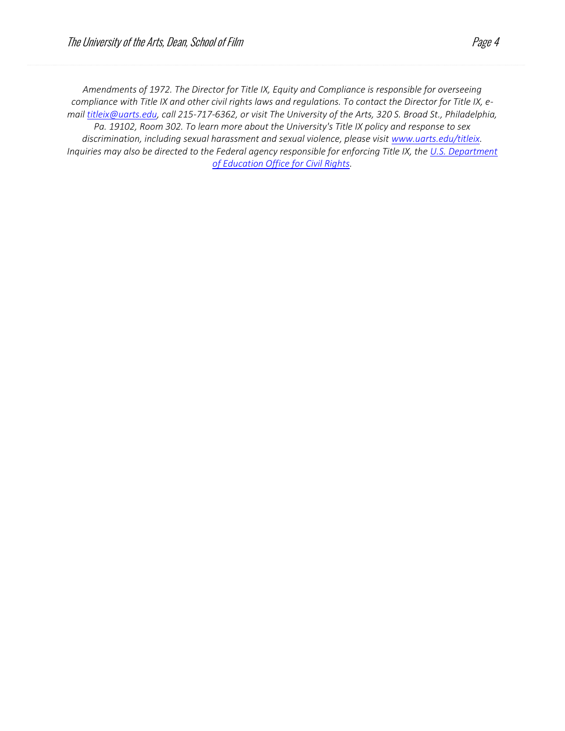*Amendments of 1972. The Director for Title IX, Equity and Compliance is responsible for overseeing compliance with Title IX and other civil rights laws and regulations. To contact the Director for Title IX, e-mail [titleix@uarts.edu](mailto:titleix@uarts.edu), call 215-717-6362, or visit The University of the Arts, 320 S. Broad St., Philadelphia, Pa. 19102, Room 302. To learn more about the University's Title IX policy and response to sex discrimination, including sexual harassment and sexual violence, please visit [www.uarts.edu/titleix](http://www.uarts.edu/titleix). Inquiries may also be directed to the Federal agency responsible for enforcing Title IX, the [U.S. Department of Education Office for Civil Rights](#).*